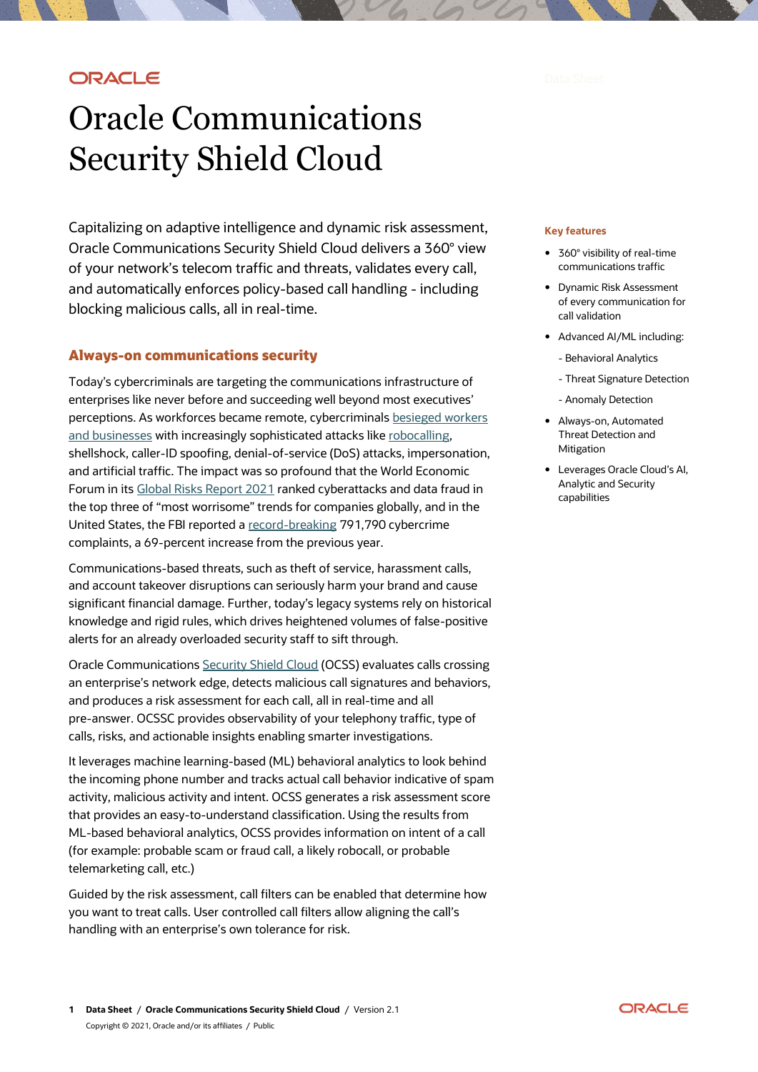# Oracle Communications Security Shield Cloud

Capitalizing on adaptive intelligence and dynamic risk assessment, Oracle Communications Security Shield Cloud delivers a 360° view of your network's telecom traffic and threats, validates every call, and automatically enforces policy-based call handling - including blocking malicious calls, all in real-time.

**Key features**

- 360° visibility of real-time communications traffic
- Dynamic Risk Assessment of every communication for call validation
- Advanced AI/ML including:
  - Behavioral Analytics
  - Threat Signature Detection
  - Anomaly Detection
- Always-on, Automated Threat Detection and Mitigation
- Leverages Oracle Cloud's AI, Analytic and Security capabilities

## Always-on communications security

Today's cybercriminals are targeting the communications infrastructure of enterprises like never before and succeeding well beyond most executives' perceptions. As workforces became remote, cybercriminals besieged workers and businesses with increasingly sophisticated attacks like robocalling, shellshock, caller-ID spoofing, denial-of-service (DoS) attacks, impersonation, and artificial traffic. The impact was so profound that the World Economic Forum in its Global Risks Report 2021 ranked cyberattacks and data fraud in the top three of "most worrisome" trends for companies globally, and in the United States, the FBI reported a record-breaking 791,790 cybercrime complaints, a 69-percent increase from the previous year.

Communications-based threats, such as theft of service, harassment calls, and account takeover disruptions can seriously harm your brand and cause significant financial damage. Further, today's legacy systems rely on historical knowledge and rigid rules, which drives heightened volumes of false-positive alerts for an already overloaded security staff to sift through.

Oracle Communications Security Shield Cloud (OCSS) evaluates calls crossing an enterprise's network edge, detects malicious call signatures and behaviors, and produces a risk assessment for each call, all in real-time and all pre-answer. OCSSC provides observability of your telephony traffic, type of calls, risks, and actionable insights enabling smarter investigations.

It leverages machine learning-based (ML) behavioral analytics to look behind the incoming phone number and tracks actual call behavior indicative of spam activity, malicious activity and intent. OCSS generates a risk assessment score that provides an easy-to-understand classification. Using the results from ML-based behavioral analytics, OCSS provides information on intent of a call (for example: probable scam or fraud call, a likely robocall, or probable telemarketing call, etc.)

Guided by the risk assessment, call filters can be enabled that determine how you want to treat calls. User controlled call filters allow aligning the call's handling with an enterprise's own tolerance for risk.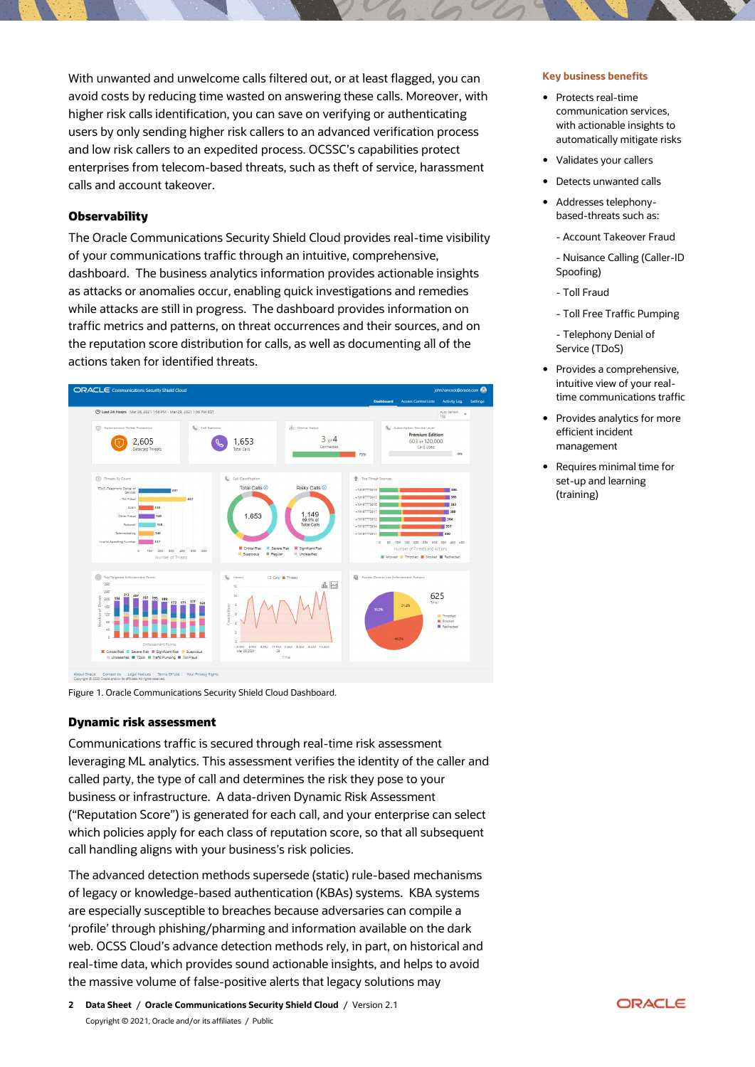With unwanted and unwelcome calls filtered out, or at least flagged, you can avoid costs by reducing time wasted on answering these calls. Moreover, with higher risk calls identification, you can save on verifying or authenticating users by only sending higher risk callers to an advanced verification process and low risk callers to an expedited process. OCSSC's capabilities protect enterprises from telecom-based threats, such as theft of service, harassment calls and account takeover.

### Observability

The Oracle Communications Security Shield Cloud provides real-time visibility of your communications traffic through an intuitive, comprehensive, dashboard. The business analytics information provides actionable insights as attacks or anomalies occur, enabling quick investigations and remedies while attacks are still in progress. The dashboard provides information on traffic metrics and patterns, on threat occurrences and their sources, and on the reputation score distribution for calls, as well as documenting all of the actions taken for identified threats.

Figure 1. Oracle Communications Security Shield Cloud Dashboard.

### Dynamic risk assessment

Communications traffic is secured through real-time risk assessment leveraging ML analytics. This assessment verifies the identity of the caller and called party, the type of call and determines the risk they pose to your business or infrastructure. A data-driven Dynamic Risk Assessment ("Reputation Score") is generated for each call, and your enterprise can select which policies apply for each class of reputation score, so that all subsequent call handling aligns with your business's risk policies.

The advanced detection methods supersede (static) rule-based mechanisms of legacy or knowledge-based authentication (KBAs) systems. KBA systems are especially susceptible to breaches because adversaries can compile a 'profile' through phishing/pharming and information available on the dark web. OCSS Cloud's advance detection methods rely, in part, on historical and real-time data, which provides sound actionable insights, and helps to avoid the massive volume of false-positive alerts that legacy solutions may

#### Key business benefits

- Protects real-time communication services, with actionable insights to automatically mitigate risks
- Validates your callers
- Detects unwanted calls
- Addresses telephony-based-threats such as:
  - Account Takeover Fraud
  - Nuisance Calling (Caller-ID Spoofing)
  - Toll Fraud
  - Toll Free Traffic Pumping
  - Telephony Denial of Service (TDoS)
- Provides a comprehensive, intuitive view of your real-time communications traffic
- Provides analytics for more efficient incident management
- Requires minimal time for set-up and learning (training)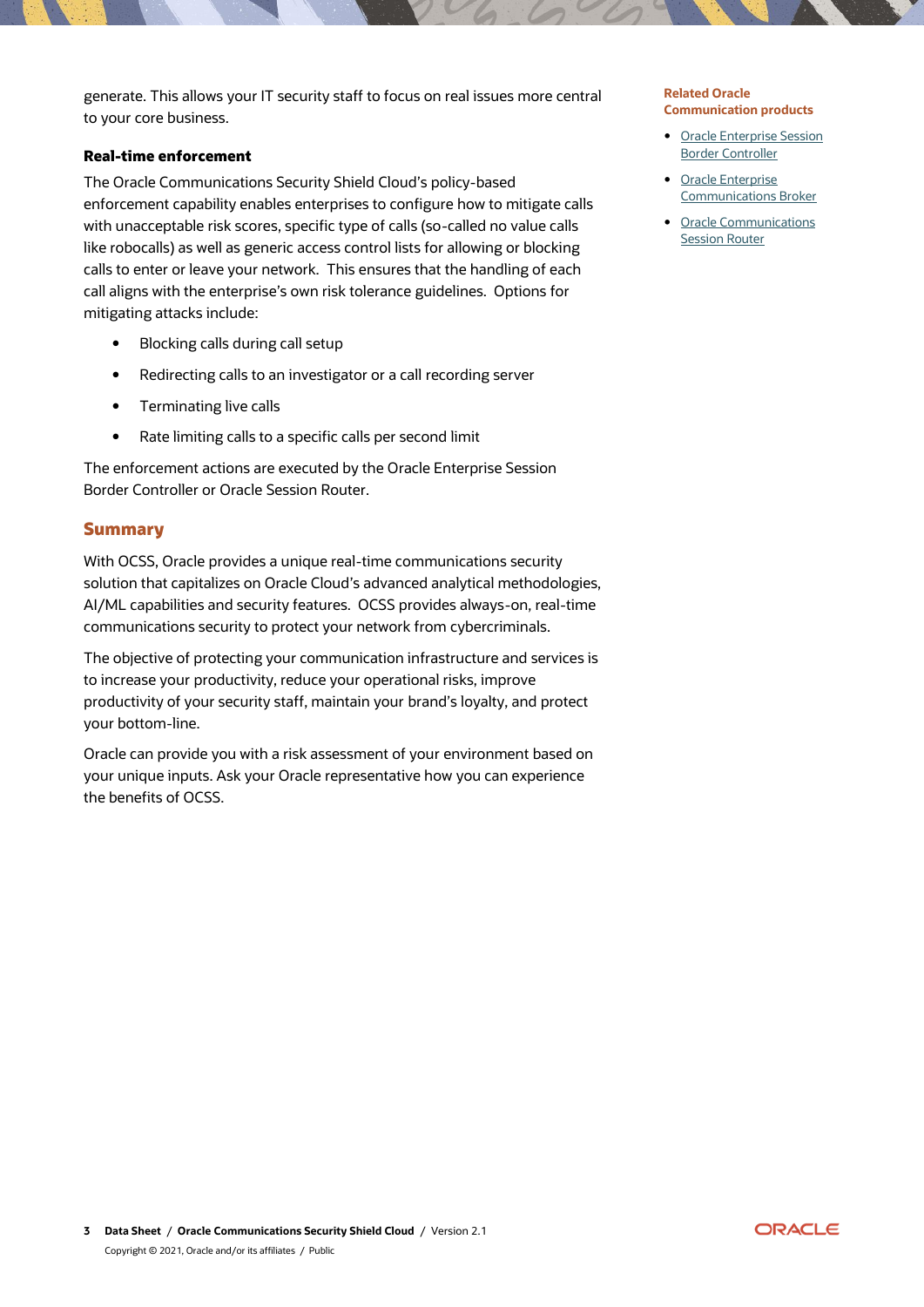generate. This allows your IT security staff to focus on real issues more central to your core business.

**Real-time enforcement**

The Oracle Communications Security Shield Cloud's policy-based enforcement capability enables enterprises to configure how to mitigate calls with unacceptable risk scores, specific type of calls (so-called no value calls like robocalls) as well as generic access control lists for allowing or blocking calls to enter or leave your network.  This ensures that the handling of each call aligns with the enterprise's own risk tolerance guidelines.  Options for mitigating attacks include:

- Blocking calls during call setup
- Redirecting calls to an investigator or a call recording server
- Terminating live calls
- Rate limiting calls to a specific calls per second limit

The enforcement actions are executed by the Oracle Enterprise Session Border Controller or Oracle Session Router.

## Summary

With OCSS, Oracle provides a unique real-time communications security solution that capitalizes on Oracle Cloud's advanced analytical methodologies, AI/ML capabilities and security features.  OCSS provides always-on, real-time communications security to protect your network from cybercriminals.

The objective of protecting your communication infrastructure and services is to increase your productivity, reduce your operational risks, improve productivity of your security staff, maintain your brand's loyalty, and protect your bottom-line.

Oracle can provide you with a risk assessment of your environment based on your unique inputs. Ask your Oracle representative how you can experience the benefits of OCSS.

**Related Oracle Communication products**

- Oracle Enterprise Session Border Controller
- Oracle Enterprise Communications Broker
- Oracle Communications Session Router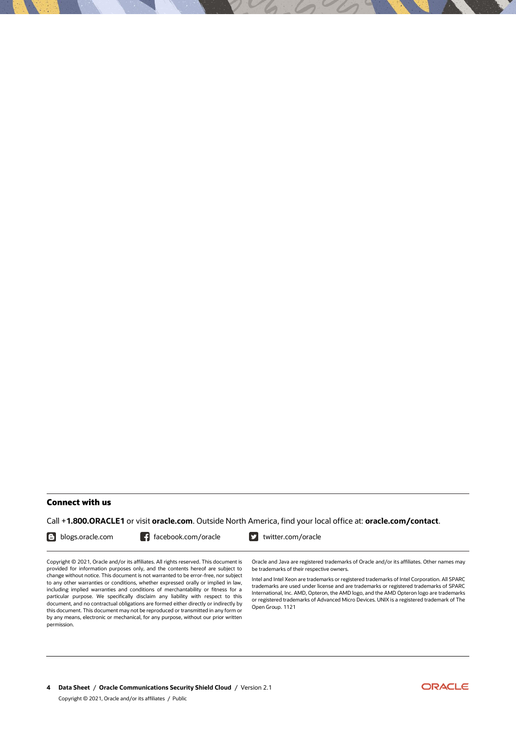## Connect with us

Call +**1.800.ORACLE1** or visit **oracle.com**. Outside North America, find your local office at: **oracle.com/contact**.

blogs.oracle.com    facebook.com/oracle    twitter.com/oracle

Copyright © 2021, Oracle and/or its affiliates. All rights reserved. This document is provided for information purposes only, and the contents hereof are subject to change without notice. This document is not warranted to be error-free, nor subject to any other warranties or conditions, whether expressed orally or implied in law, including implied warranties and conditions of merchantability or fitness for a particular purpose. We specifically disclaim any liability with respect to this document, and no contractual obligations are formed either directly or indirectly by this document. This document may not be reproduced or transmitted in any form or by any means, electronic or mechanical, for any purpose, without our prior written permission.

Oracle and Java are registered trademarks of Oracle and/or its affiliates. Other names may be trademarks of their respective owners.

Intel and Intel Xeon are trademarks or registered trademarks of Intel Corporation. All SPARC trademarks are used under license and are trademarks or registered trademarks of SPARC International, Inc. AMD, Opteron, the AMD logo, and the AMD Opteron logo are trademarks or registered trademarks of Advanced Micro Devices. UNIX is a registered trademark of The Open Group. 1121